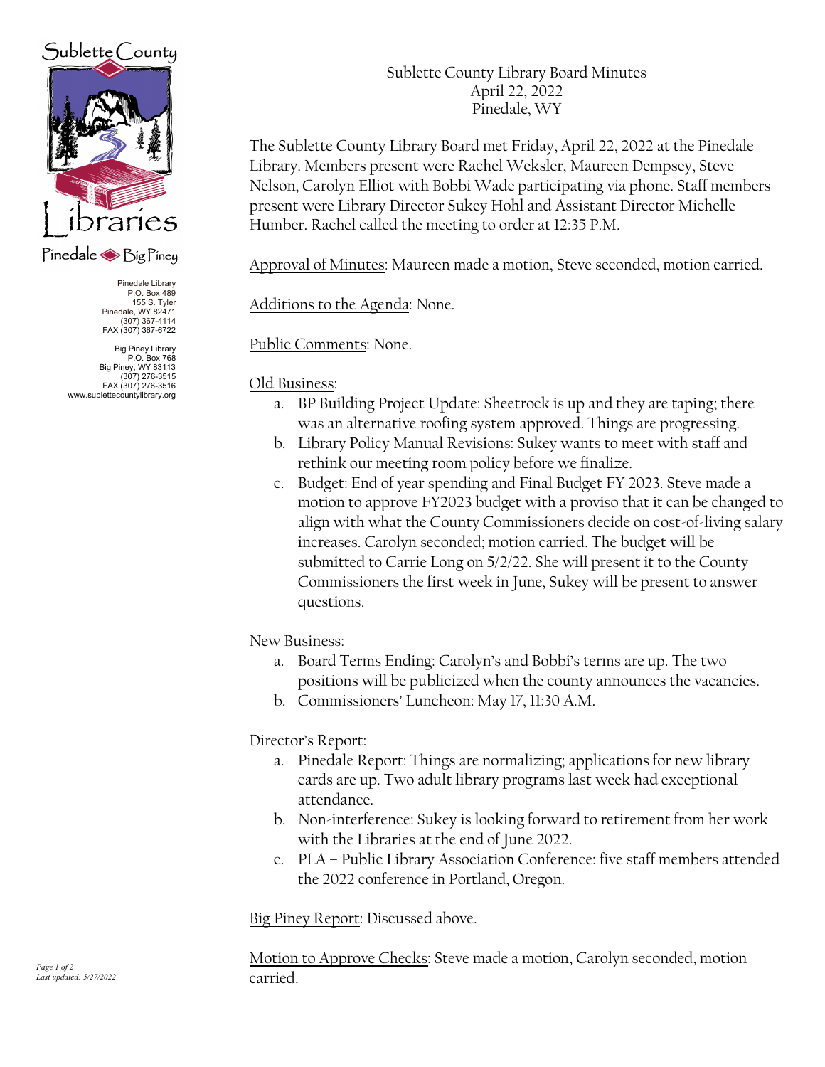Sublette County

Libraries

Pinedale ◆ Big Piney

Pinedale Library
P.O. Box 489
155 S. Tyler
Pinedale, WY 82471
(307) 367-4114
FAX (307) 367-6722

Big Piney Library
P.O. Box 768
Big Piney, WY 83113
(307) 276-3515
FAX (307) 276-3516
www.sublettecountylibrary.org

# Sublette County Library Board Minutes
April 22, 2022
Pinedale, WY

The Sublette County Library Board met Friday, April 22, 2022 at the Pinedale Library. Members present were Rachel Weksler, Maureen Dempsey, Steve Nelson, Carolyn Elliot with Bobbi Wade participating via phone. Staff members present were Library Director Sukey Hohl and Assistant Director Michelle Humber. Rachel called the meeting to order at 12:35 P.M.

Approval of Minutes: Maureen made a motion, Steve seconded, motion carried.

Additions to the Agenda: None.

Public Comments: None.

Old Business:

a. BP Building Project Update: Sheetrock is up and they are taping; there was an alternative roofing system approved. Things are progressing.
b. Library Policy Manual Revisions: Sukey wants to meet with staff and rethink our meeting room policy before we finalize.
c. Budget: End of year spending and Final Budget FY 2023. Steve made a motion to approve FY2023 budget with a proviso that it can be changed to align with what the County Commissioners decide on cost-of-living salary increases. Carolyn seconded; motion carried. The budget will be submitted to Carrie Long on 5/2/22. She will present it to the County Commissioners the first week in June, Sukey will be present to answer questions.

New Business:

a. Board Terms Ending: Carolyn's and Bobbi's terms are up. The two positions will be publicized when the county announces the vacancies.
b. Commissioners' Luncheon: May 17, 11:30 A.M.

Director's Report:

a. Pinedale Report: Things are normalizing; applications for new library cards are up. Two adult library programs last week had exceptional attendance.
b. Non-interference: Sukey is looking forward to retirement from her work with the Libraries at the end of June 2022.
c. PLA – Public Library Association Conference: five staff members attended the 2022 conference in Portland, Oregon.

Big Piney Report: Discussed above.

Motion to Approve Checks: Steve made a motion, Carolyn seconded, motion carried.

*Last updated: 5/27/2022*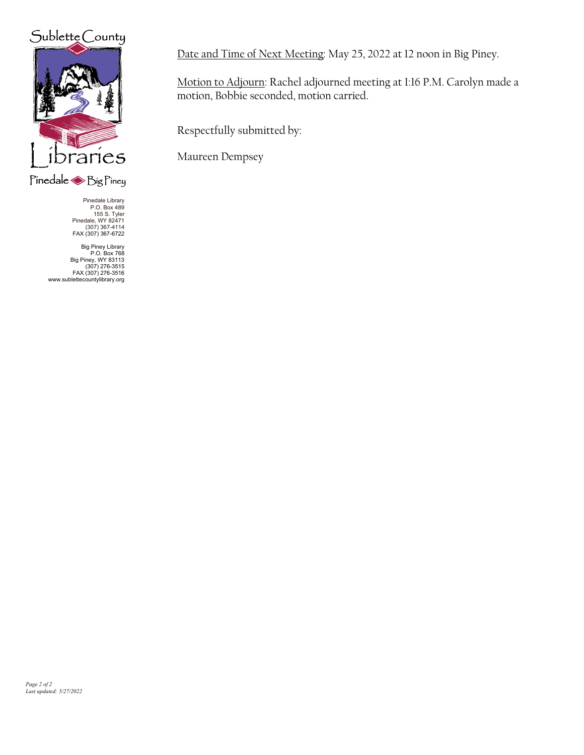Sublette County

Libraries

Pinedale ◆ Big Piney

Pinedale Library
P.O. Box 489
155 S. Tyler
Pinedale, WY 82471
(307) 367-4114
FAX (307) 367-6722

Big Piney Library
P.O. Box 768
Big Piney, WY 83113
(307) 276-3515
FAX (307) 276-3516
www.sublettecountylibrary.org

<u>Date and Time of Next Meeting</u>: May 25, 2022 at 12 noon in Big Piney.

<u>Motion to Adjourn</u>: Rachel adjourned meeting at 1:16 P.M. Carolyn made a motion, Bobbie seconded, motion carried.

Respectfully submitted by:

Maureen Dempsey

*Last updated: 5/27/2022*